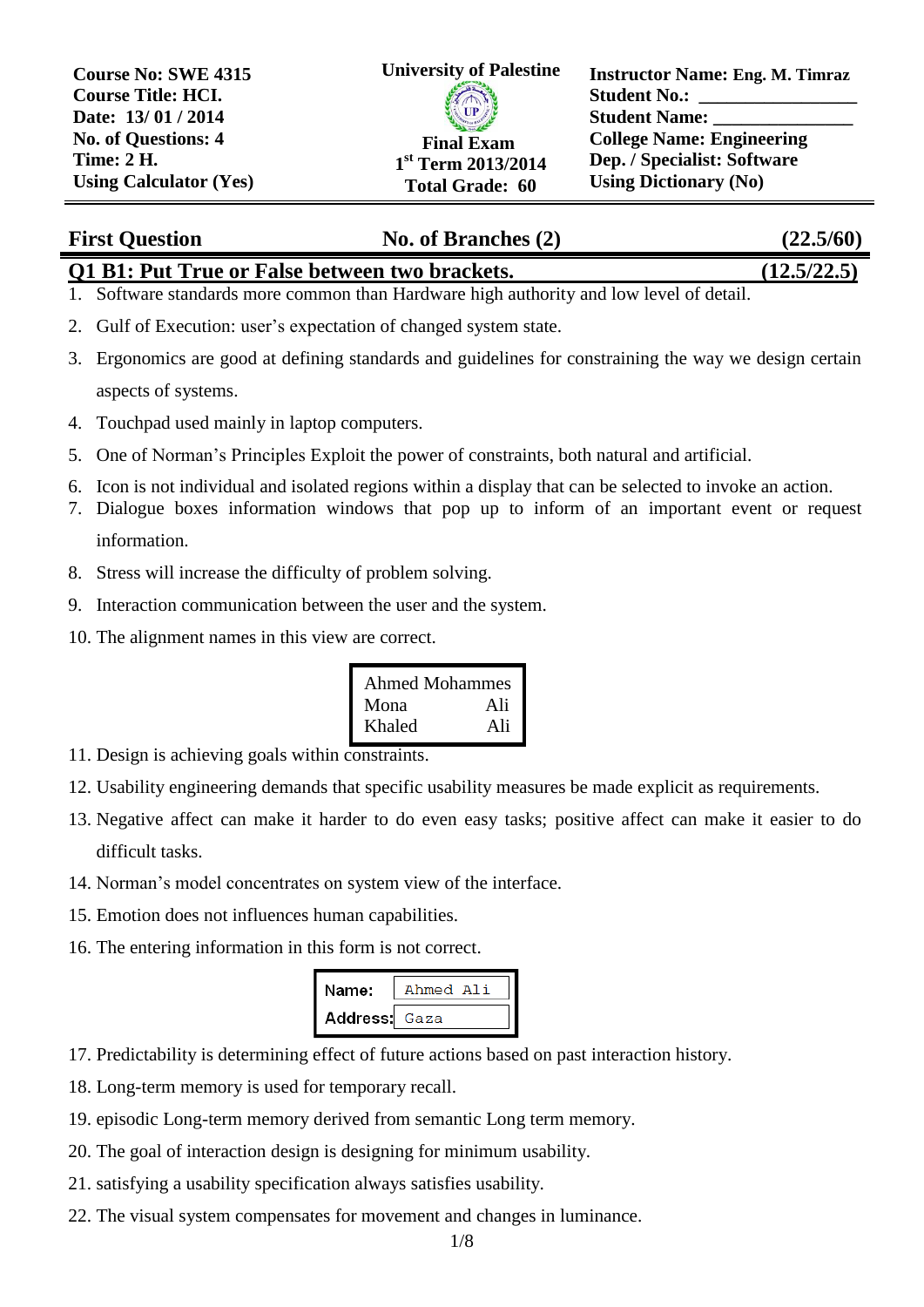| Course No: SWE 4315 | University of Palestine | Instructor Name: Eng. M. Timraz |
|---|---|---|
| Course Title: HCI. | | Student No.: _______________ |
| Date: 13/ 01 / 2014 | | Student Name: _______________ |
| No. of Questions: 4 | Final Exam | College Name: Engineering |
| Time: 2 H. | 1st Term 2013/2014 | Dep. / Specialist: Software |
| Using Calculator (Yes) | Total Grade: 60 | Using Dictionary (No) |

## First Question — No. of Branches (2) — (22.5/60)

### Q1 B1: Put True or False between two brackets. (12.5/22.5)

1. Software standards more common than Hardware high authority and low level of detail.
2. Gulf of Execution: user's expectation of changed system state.
3. Ergonomics are good at defining standards and guidelines for constraining the way we design certain aspects of systems.
4. Touchpad used mainly in laptop computers.
5. One of Norman's Principles Exploit the power of constraints, both natural and artificial.
6. Icon is not individual and isolated regions within a display that can be selected to invoke an action.
7. Dialogue boxes information windows that pop up to inform of an important event or request information.
8. Stress will increase the difficulty of problem solving.
9. Interaction communication between the user and the system.
10. The alignment names in this view are correct.

    | Ahmed | Mohammes |
    |---|---|
    | Mona | Ali |
    | Khaled | Ali |

11. Design is achieving goals within constraints.
12. Usability engineering demands that specific usability measures be made explicit as requirements.
13. Negative affect can make it harder to do even easy tasks; positive affect can make it easier to do difficult tasks.
14. Norman's model concentrates on system view of the interface.
15. Emotion does not influences human capabilities.
16. The entering information in this form is not correct.

    | Name: | Ahmed Ali |
    |---|---|
    | Address: | Gaza |

17. Predictability is determining effect of future actions based on past interaction history.
18. Long-term memory is used for temporary recall.
19. episodic Long-term memory derived from semantic Long term memory.
20. The goal of interaction design is designing for minimum usability.
21. satisfying a usability specification always satisfies usability.
22. The visual system compensates for movement and changes in luminance.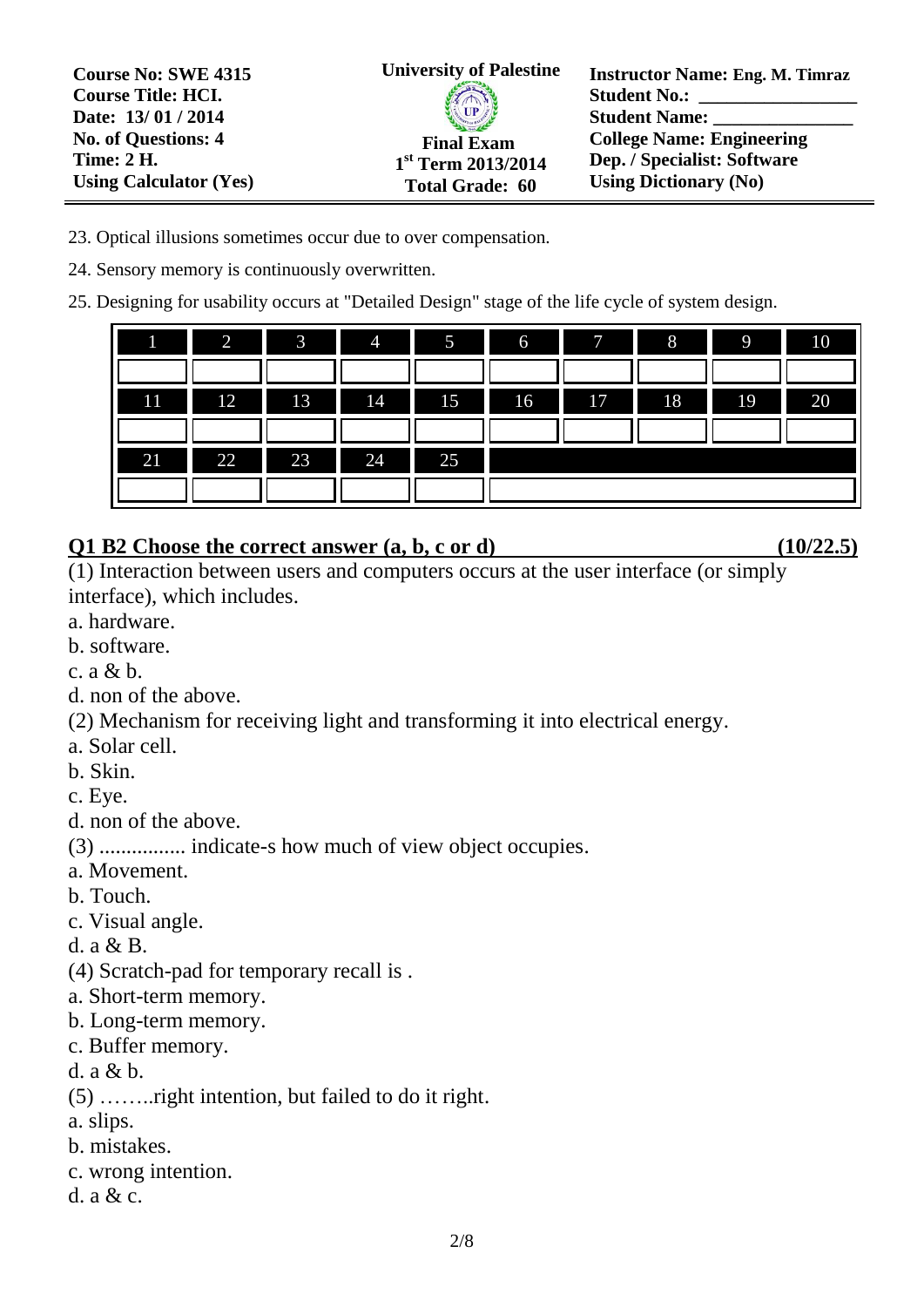| Course No: SWE 4315 | University of Palestine | Instructor Name: Eng. M. Timraz |
|---|---|---|
| Course Title: HCI. | | Student No.: ________________ |
| Date: 13/ 01 / 2014 | | Student Name: _______________ |
| No. of Questions: 4 | Final Exam | College Name: Engineering |
| Time: 2 H. | 1st Term 2013/2014 | Dep. / Specialist: Software |
| Using Calculator (Yes) | Total Grade: 60 | Using Dictionary (No) |

23. Optical illusions sometimes occur due to over compensation.

24. Sensory memory is continuously overwritten.

25. Designing for usability occurs at "Detailed Design" stage of the life cycle of system design.

| 1 | 2 | 3 | 4 | 5 | 6 | 7 | 8 | 9 | 10 |
|---|---|---|---|---|---|---|---|---|---|
| | | | | | | | | | |
| 11 | 12 | 13 | 14 | 15 | 16 | 17 | 18 | 19 | 20 |
| | | | | | | | | | |
| 21 | 22 | 23 | 24 | 25 | | | | | |
| | | | | | | | | | |

## Q1 B2 Choose the correct answer (a, b, c or d) (10/22.5)

(1) Interaction between users and computers occurs at the user interface (or simply interface), which includes.

a. hardware.

b. software.

c. a & b.

d. non of the above.

(2) Mechanism for receiving light and transforming it into electrical energy.

a. Solar cell.

b. Skin.

c. Eye.

d. non of the above.

(3) ................ indicate-s how much of view object occupies.

a. Movement.

b. Touch.

c. Visual angle.

d. a & B.

(4) Scratch-pad for temporary recall is .

a. Short-term memory.

b. Long-term memory.

c. Buffer memory.

d. a & b.

(5) ……..right intention, but failed to do it right.

a. slips.

b. mistakes.

c. wrong intention.

d. a & c.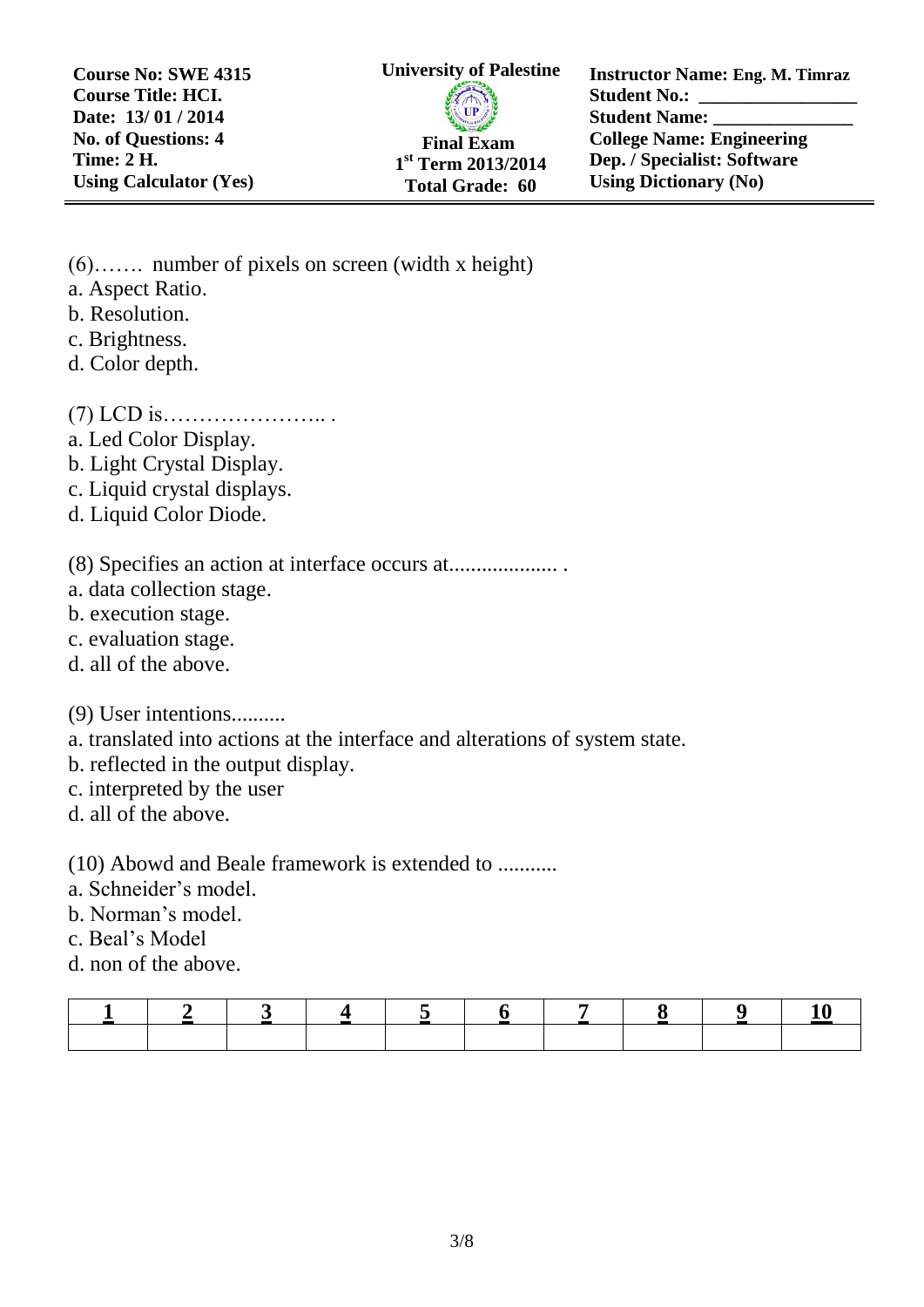| Course No: SWE 4315 | University of Palestine | Instructor Name: Eng. M. Timraz |
|---|---|---|
| Course Title: HCI. | | Student No.: ________________ |
| Date: 13/ 01 / 2014 | | Student Name: ______________ |
| No. of Questions: 4 | Final Exam | College Name: Engineering |
| Time: 2 H. | 1st Term 2013/2014 | Dep. / Specialist: Software |
| Using Calculator (Yes) | Total Grade: 60 | Using Dictionary (No) |

(6)……. number of pixels on screen (width x height)
a. Aspect Ratio.
b. Resolution.
c. Brightness.
d. Color depth.

(7) LCD is………………….. .
a. Led Color Display.
b. Light Crystal Display.
c. Liquid crystal displays.
d. Liquid Color Diode.

(8) Specifies an action at interface occurs at.................... .
a. data collection stage.
b. execution stage.
c. evaluation stage.
d. all of the above.

(9) User intentions..........
a. translated into actions at the interface and alterations of system state.
b. reflected in the output display.
c. interpreted by the user
d. all of the above.

(10) Abowd and Beale framework is extended to ...........
a. Schneider's model.
b. Norman's model.
c. Beal's Model
d. non of the above.

| 1 | 2 | 3 | 4 | 5 | 6 | 7 | 8 | 9 | 10 |
|---|---|---|---|---|---|---|---|---|---|
| | | | | | | | | | |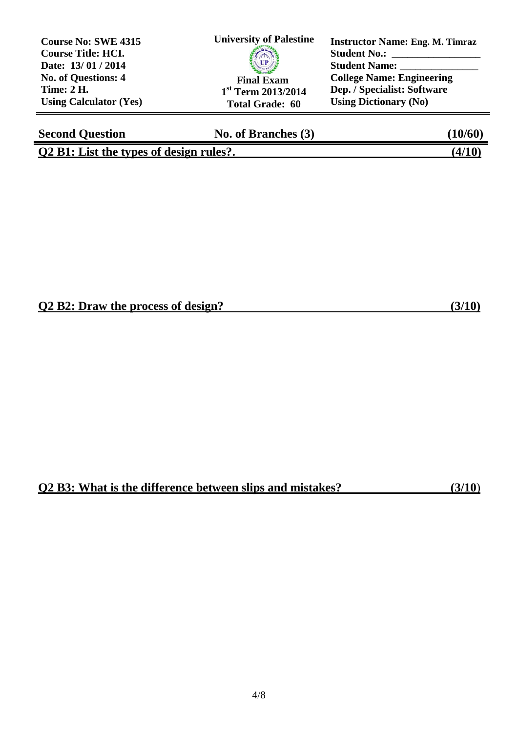| Course No: SWE 4315 | University of Palestine | Instructor Name: Eng. M. Timraz |
| --- | --- | --- |
| Course Title: HCI. | | Student No.: ________________ |
| Date: 13/ 01 / 2014 | | Student Name: _______________ |
| No. of Questions: 4 | Final Exam | College Name: Engineering |
| Time: 2 H. | 1st Term 2013/2014 | Dep. / Specialist: Software |
| Using Calculator (Yes) | Total Grade: 60 | Using Dictionary (No) |

## Second Question — No. of Branches (3) — (10/60)

**Q2 B1: List the types of design rules?. (4/10)**

**Q2 B2: Draw the process of design? (3/10)**

**Q2 B3: What is the difference between slips and mistakes? (3/10)**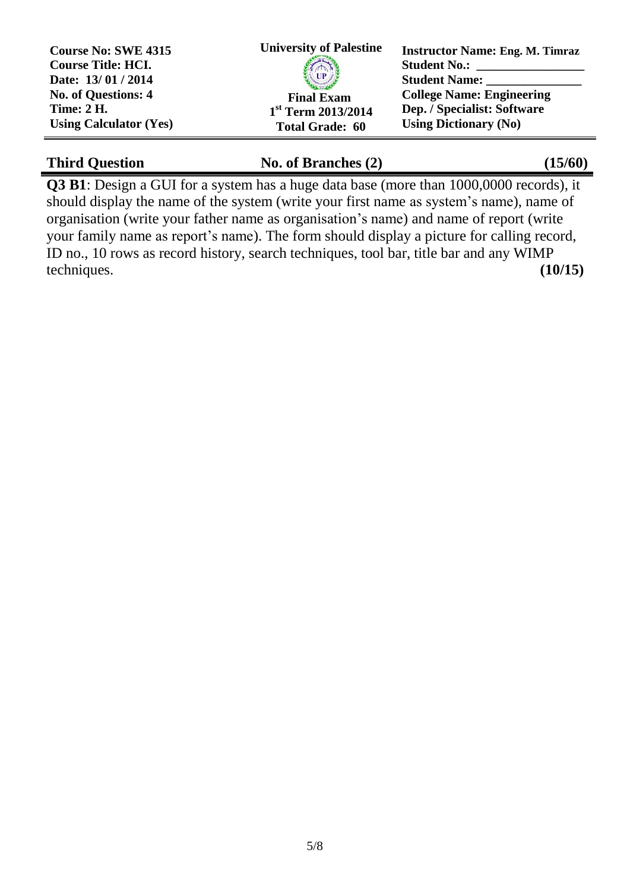| **Course No: SWE 4315** | **University of Palestine** | **Instructor Name: Eng. M. Timraz** |
|---|---|---|
| **Course Title: HCI.** | | **Student No.: ________________** |
| **Date: 13/ 01 / 2014** | | **Student Name: _______________** |
| **No. of Questions: 4** | **Final Exam** | **College Name: Engineering** |
| **Time: 2 H.** | **1st Term 2013/2014** | **Dep. / Specialist: Software** |
| **Using Calculator (Yes)** | **Total Grade: 60** | **Using Dictionary (No)** |

## Third Question — No. of Branches (2) — (15/60)

**Q3 B1**: Design a GUI for a system has a huge data base (more than 1000,0000 records), it should display the name of the system (write your first name as system's name), name of organisation (write your father name as organisation's name) and name of report (write your family name as report's name). The form should display a picture for calling record, ID no., 10 rows as record history, search techniques, tool bar, title bar and any WIMP techniques. **(10/15)**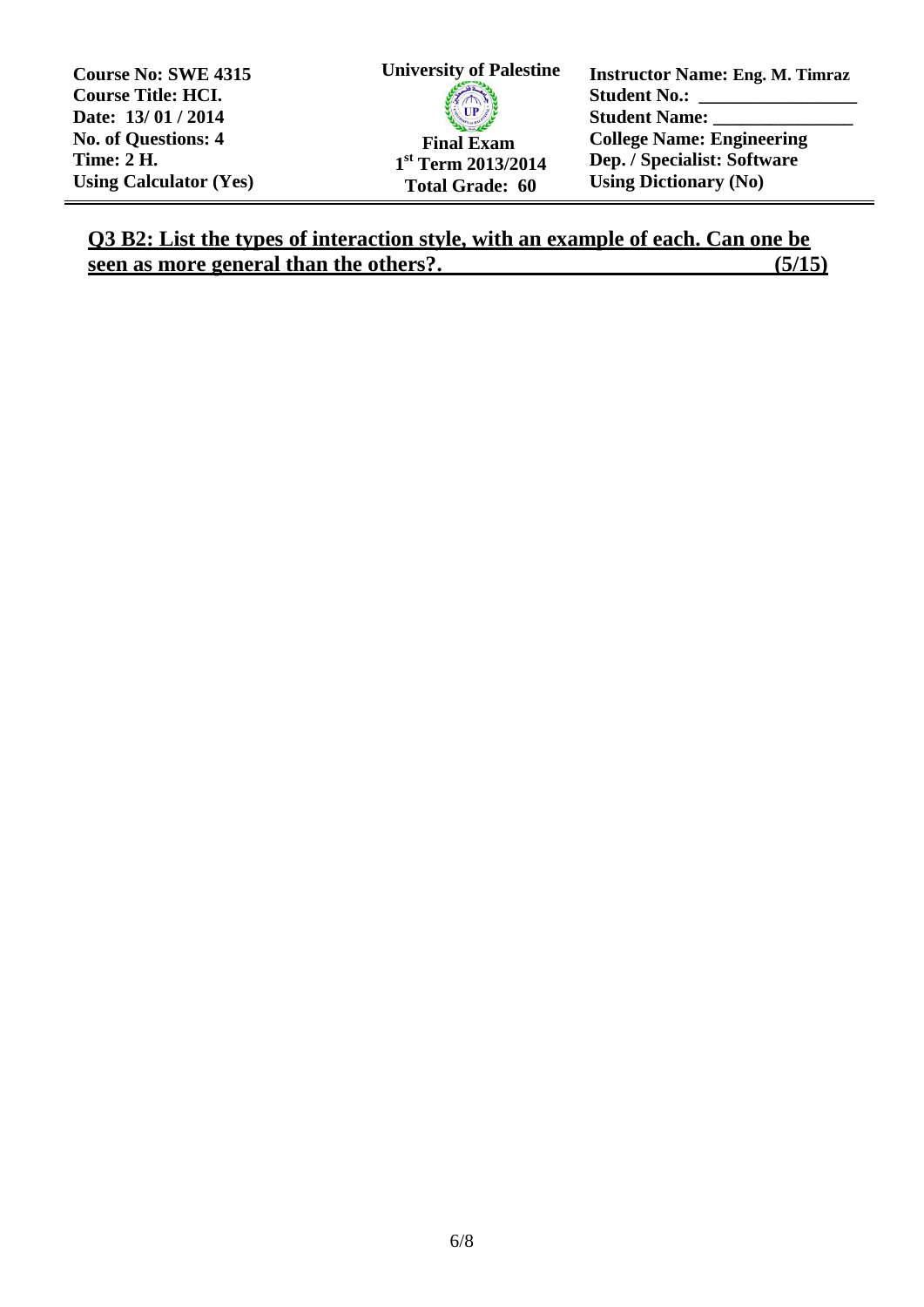| Course No: SWE 4315 | University of Palestine | Instructor Name: Eng. M. Timraz |
| --- | --- | --- |
| Course Title: HCI. | | Student No.: ________________ |
| Date: 13/ 01 / 2014 | | Student Name: _______________ |
| No. of Questions: 4 | Final Exam | College Name: Engineering |
| Time: 2 H. | 1st Term 2013/2014 | Dep. / Specialist: Software |
| Using Calculator (Yes) | Total Grade: 60 | Using Dictionary (No) |

**Q3 B2: List the types of interaction style, with an example of each. Can one be seen as more general than the others?. (5/15)**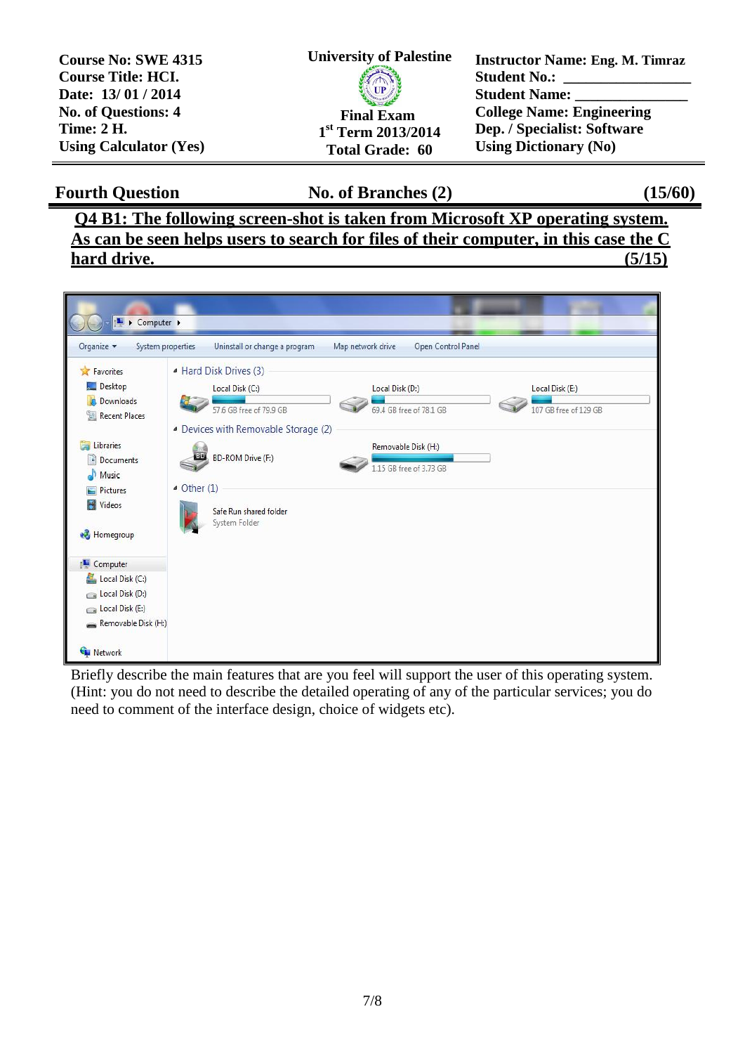| Course No: SWE 4315 | University of Palestine | Instructor Name: Eng. M. Timraz |
|---|---|---|
| Course Title: HCI. | | Student No.: ________________ |
| Date: 13/ 01 / 2014 | | Student Name: ______________ |
| No. of Questions: 4 | Final Exam | College Name: Engineering |
| Time: 2 H. | 1st Term 2013/2014 | Dep. / Specialist: Software |
| Using Calculator (Yes) | Total Grade: 60 | Using Dictionary (No) |

## Fourth Question — No. of Branches (2) — (15/60)

**Q4 B1: The following screen-shot is taken from Microsoft XP operating system. As can be seen helps users to search for files of their computer, in this case the C hard drive. (5/15)**

Briefly describe the main features that are you feel will support the user of this operating system. (Hint: you do not need to describe the detailed operating of any of the particular services; you do need to comment of the interface design, choice of widgets etc).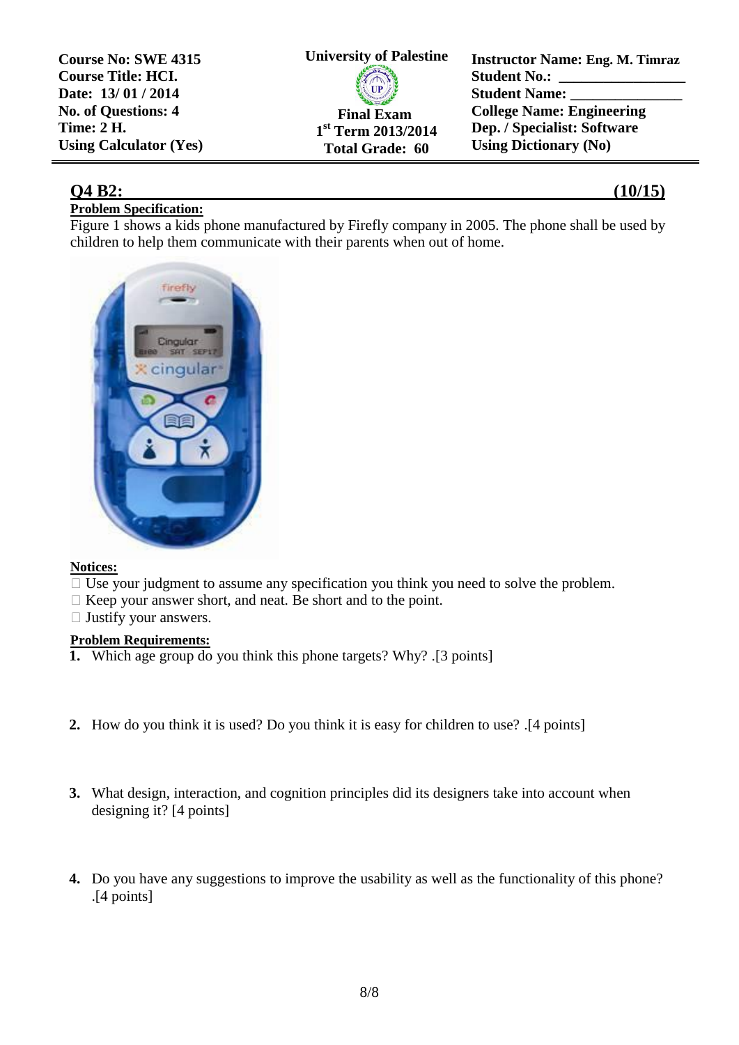| | | |
|---|---|---|
| **Course No: SWE 4315** | **University of Palestine** | **Instructor Name: Eng. M. Timraz** |
| **Course Title: HCI.** | | **Student No.: ________________** |
| **Date: 13/ 01 / 2014** | | **Student Name: _______________** |
| **No. of Questions: 4** | **Final Exam** | **College Name: Engineering** |
| **Time: 2 H.** | **1st Term 2013/2014** | **Dep. / Specialist: Software** |
| **Using Calculator (Yes)** | **Total Grade: 60** | **Using Dictionary (No)** |

## Q4 B2: (10/15)

**Problem Specification:**

Figure 1 shows a kids phone manufactured by Firefly company in 2005. The phone shall be used by children to help them communicate with their parents when out of home.

**Notices:**

- Use your judgment to assume any specification you think you need to solve the problem.
- Keep your answer short, and neat. Be short and to the point.
- Justify your answers.

**Problem Requirements:**

1. Which age group do you think this phone targets? Why? .[3 points]

2. How do you think it is used? Do you think it is easy for children to use? .[4 points]

3. What design, interaction, and cognition principles did its designers take into account when designing it? [4 points]

4. Do you have any suggestions to improve the usability as well as the functionality of this phone? .[4 points]